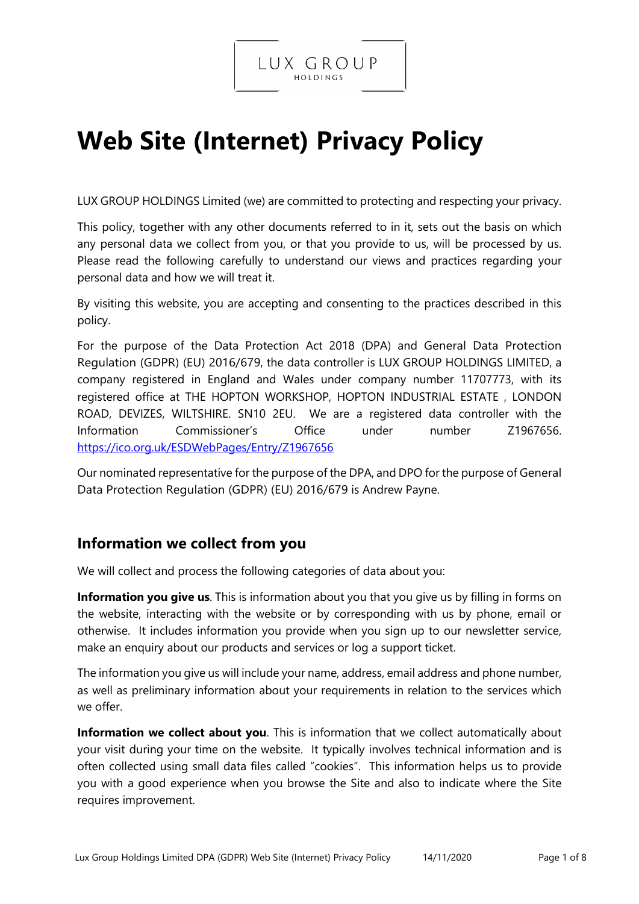LUX GROUP
HOLDINGS

# Web Site (Internet) Privacy Policy

LUX GROUP HOLDINGS Limited (we) are committed to protecting and respecting your privacy.

This policy, together with any other documents referred to in it, sets out the basis on which any personal data we collect from you, or that you provide to us, will be processed by us. Please read the following carefully to understand our views and practices regarding your personal data and how we will treat it.

By visiting this website, you are accepting and consenting to the practices described in this policy.

For the purpose of the Data Protection Act 2018 (DPA) and General Data Protection Regulation (GDPR) (EU) 2016/679, the data controller is LUX GROUP HOLDINGS LIMITED, a company registered in England and Wales under company number 11707773, with its registered office at THE HOPTON WORKSHOP, HOPTON INDUSTRIAL ESTATE , LONDON ROAD, DEVIZES, WILTSHIRE. SN10 2EU. We are a registered data controller with the Information Commissioner's Office under number Z1967656. https://ico.org.uk/ESDWebPages/Entry/Z1967656

Our nominated representative for the purpose of the DPA, and DPO for the purpose of General Data Protection Regulation (GDPR) (EU) 2016/679 is Andrew Payne.

## Information we collect from you

We will collect and process the following categories of data about you:

**Information you give us**. This is information about you that you give us by filling in forms on the website, interacting with the website or by corresponding with us by phone, email or otherwise. It includes information you provide when you sign up to our newsletter service, make an enquiry about our products and services or log a support ticket.

The information you give us will include your name, address, email address and phone number, as well as preliminary information about your requirements in relation to the services which we offer.

**Information we collect about you**. This is information that we collect automatically about your visit during your time on the website. It typically involves technical information and is often collected using small data files called "cookies". This information helps us to provide you with a good experience when you browse the Site and also to indicate where the Site requires improvement.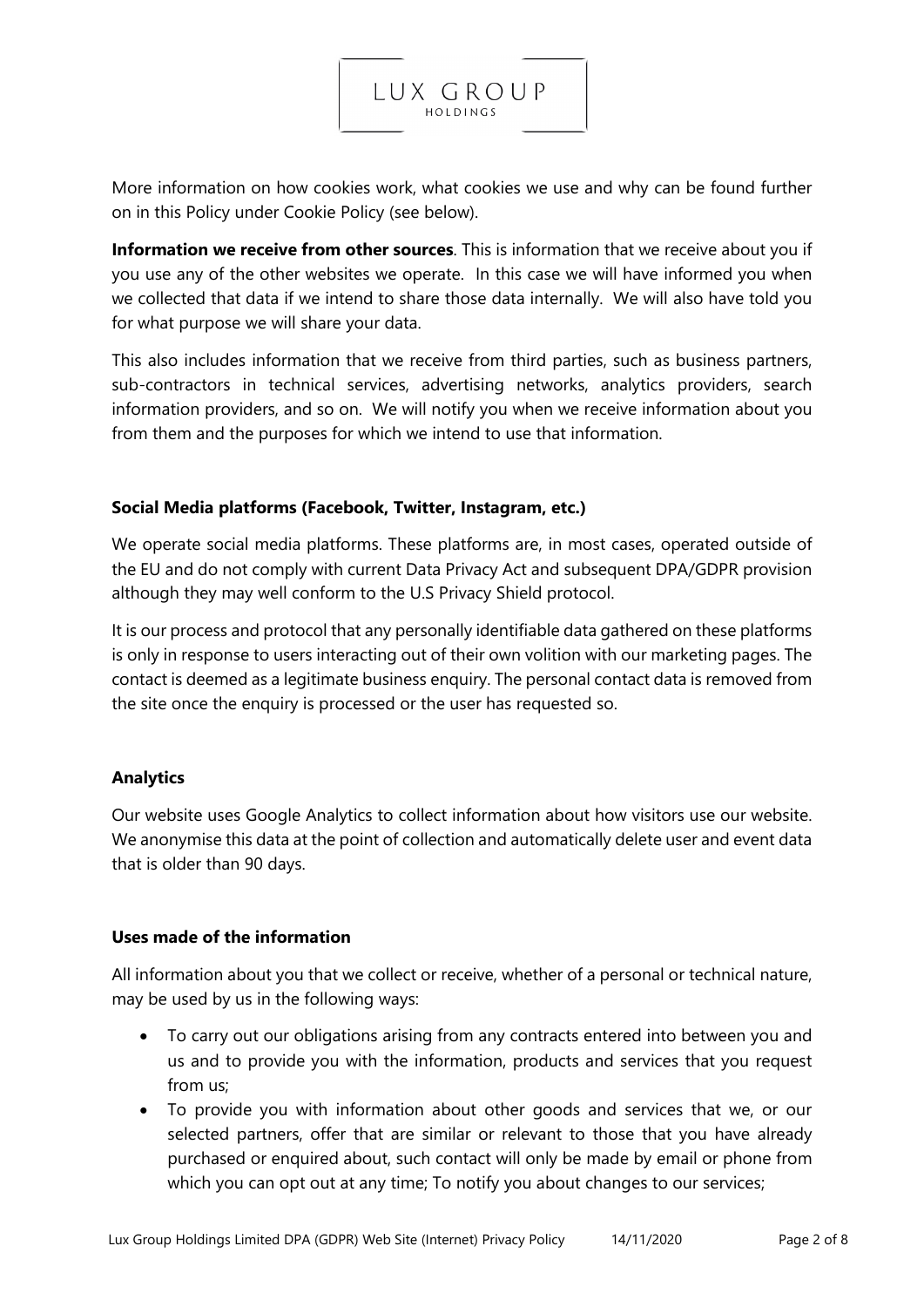More information on how cookies work, what cookies we use and why can be found further on in this Policy under Cookie Policy (see below).

**Information we receive from other sources**. This is information that we receive about you if you use any of the other websites we operate. In this case we will have informed you when we collected that data if we intend to share those data internally. We will also have told you for what purpose we will share your data.

This also includes information that we receive from third parties, such as business partners, sub-contractors in technical services, advertising networks, analytics providers, search information providers, and so on. We will notify you when we receive information about you from them and the purposes for which we intend to use that information.

**Social Media platforms (Facebook, Twitter, Instagram, etc.)**

We operate social media platforms. These platforms are, in most cases, operated outside of the EU and do not comply with current Data Privacy Act and subsequent DPA/GDPR provision although they may well conform to the U.S Privacy Shield protocol.

It is our process and protocol that any personally identifiable data gathered on these platforms is only in response to users interacting out of their own volition with our marketing pages. The contact is deemed as a legitimate business enquiry. The personal contact data is removed from the site once the enquiry is processed or the user has requested so.

**Analytics**

Our website uses Google Analytics to collect information about how visitors use our website. We anonymise this data at the point of collection and automatically delete user and event data that is older than 90 days.

**Uses made of the information**

All information about you that we collect or receive, whether of a personal or technical nature, may be used by us in the following ways:

- To carry out our obligations arising from any contracts entered into between you and us and to provide you with the information, products and services that you request from us;
- To provide you with information about other goods and services that we, or our selected partners, offer that are similar or relevant to those that you have already purchased or enquired about, such contact will only be made by email or phone from which you can opt out at any time; To notify you about changes to our services;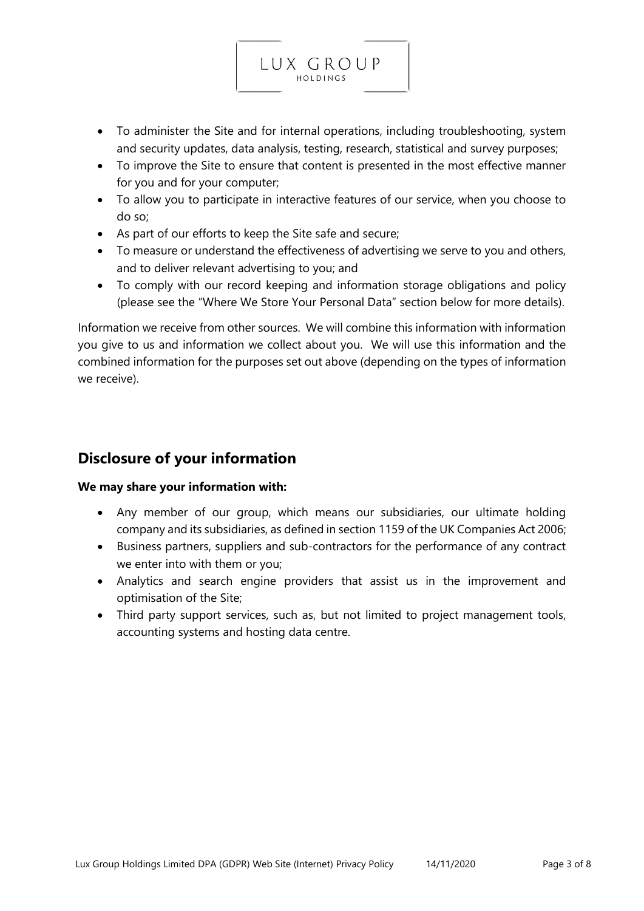- To administer the Site and for internal operations, including troubleshooting, system and security updates, data analysis, testing, research, statistical and survey purposes;
- To improve the Site to ensure that content is presented in the most effective manner for you and for your computer;
- To allow you to participate in interactive features of our service, when you choose to do so;
- As part of our efforts to keep the Site safe and secure;
- To measure or understand the effectiveness of advertising we serve to you and others, and to deliver relevant advertising to you; and
- To comply with our record keeping and information storage obligations and policy (please see the "Where We Store Your Personal Data" section below for more details).

Information we receive from other sources. We will combine this information with information you give to us and information we collect about you. We will use this information and the combined information for the purposes set out above (depending on the types of information we receive).

## Disclosure of your information

**We may share your information with:**

- Any member of our group, which means our subsidiaries, our ultimate holding company and its subsidiaries, as defined in section 1159 of the UK Companies Act 2006;
- Business partners, suppliers and sub-contractors for the performance of any contract we enter into with them or you;
- Analytics and search engine providers that assist us in the improvement and optimisation of the Site;
- Third party support services, such as, but not limited to project management tools, accounting systems and hosting data centre.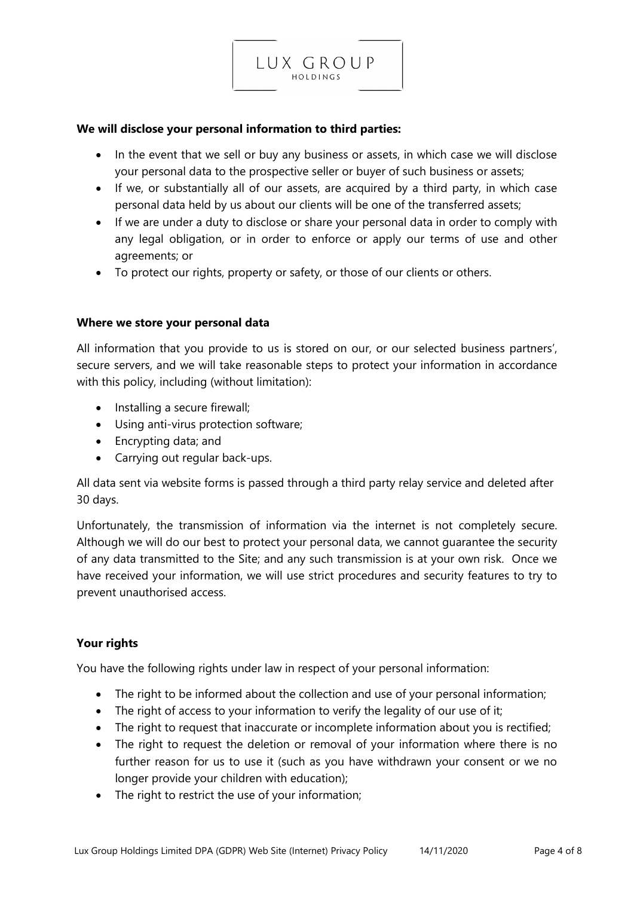**We will disclose your personal information to third parties:**

- In the event that we sell or buy any business or assets, in which case we will disclose your personal data to the prospective seller or buyer of such business or assets;
- If we, or substantially all of our assets, are acquired by a third party, in which case personal data held by us about our clients will be one of the transferred assets;
- If we are under a duty to disclose or share your personal data in order to comply with any legal obligation, or in order to enforce or apply our terms of use and other agreements; or
- To protect our rights, property or safety, or those of our clients or others.

**Where we store your personal data**

All information that you provide to us is stored on our, or our selected business partners', secure servers, and we will take reasonable steps to protect your information in accordance with this policy, including (without limitation):

- Installing a secure firewall;
- Using anti-virus protection software;
- Encrypting data; and
- Carrying out regular back-ups.

All data sent via website forms is passed through a third party relay service and deleted after 30 days.

Unfortunately, the transmission of information via the internet is not completely secure. Although we will do our best to protect your personal data, we cannot guarantee the security of any data transmitted to the Site; and any such transmission is at your own risk. Once we have received your information, we will use strict procedures and security features to try to prevent unauthorised access.

**Your rights**

You have the following rights under law in respect of your personal information:

- The right to be informed about the collection and use of your personal information;
- The right of access to your information to verify the legality of our use of it;
- The right to request that inaccurate or incomplete information about you is rectified;
- The right to request the deletion or removal of your information where there is no further reason for us to use it (such as you have withdrawn your consent or we no longer provide your children with education);
- The right to restrict the use of your information;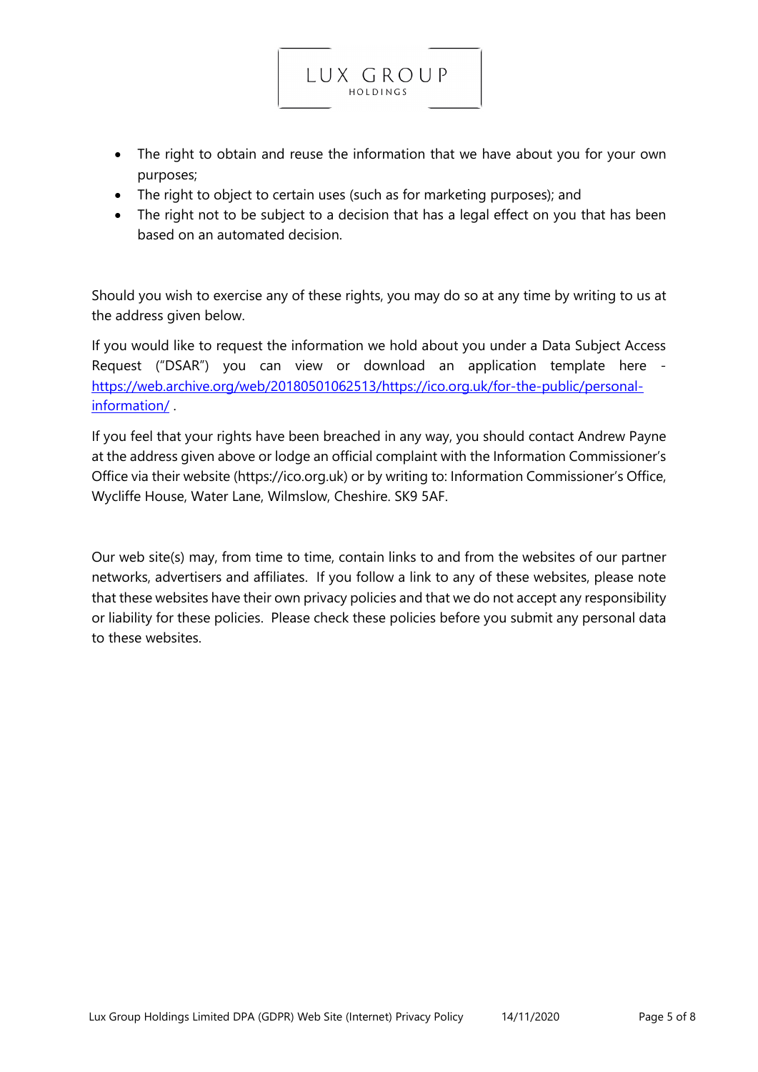- The right to obtain and reuse the information that we have about you for your own purposes;
- The right to object to certain uses (such as for marketing purposes); and
- The right not to be subject to a decision that has a legal effect on you that has been based on an automated decision.

Should you wish to exercise any of these rights, you may do so at any time by writing to us at the address given below.

If you would like to request the information we hold about you under a Data Subject Access Request ("DSAR") you can view or download an application template here - [https://web.archive.org/web/20180501062513/https://ico.org.uk/for-the-public/personal-information/](https://web.archive.org/web/20180501062513/https://ico.org.uk/for-the-public/personal-information/) .

If you feel that your rights have been breached in any way, you should contact Andrew Payne at the address given above or lodge an official complaint with the Information Commissioner's Office via their website (https://ico.org.uk) or by writing to: Information Commissioner's Office, Wycliffe House, Water Lane, Wilmslow, Cheshire. SK9 5AF.

Our web site(s) may, from time to time, contain links to and from the websites of our partner networks, advertisers and affiliates. If you follow a link to any of these websites, please note that these websites have their own privacy policies and that we do not accept any responsibility or liability for these policies. Please check these policies before you submit any personal data to these websites.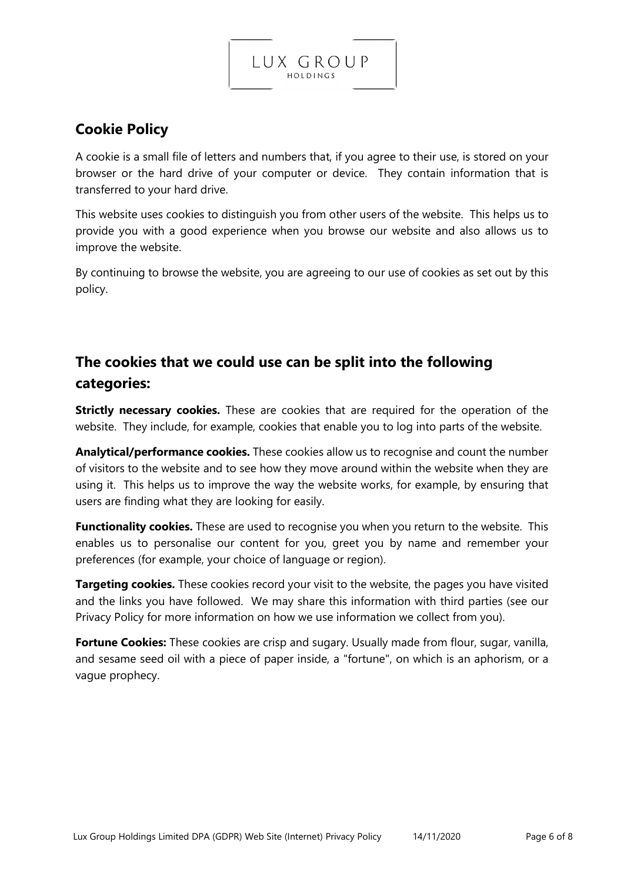## Cookie Policy

A cookie is a small file of letters and numbers that, if you agree to their use, is stored on your browser or the hard drive of your computer or device. They contain information that is transferred to your hard drive.

This website uses cookies to distinguish you from other users of the website. This helps us to provide you with a good experience when you browse our website and also allows us to improve the website.

By continuing to browse the website, you are agreeing to our use of cookies as set out by this policy.

## The cookies that we could use can be split into the following categories:

**Strictly necessary cookies.** These are cookies that are required for the operation of the website. They include, for example, cookies that enable you to log into parts of the website.

**Analytical/performance cookies.** These cookies allow us to recognise and count the number of visitors to the website and to see how they move around within the website when they are using it. This helps us to improve the way the website works, for example, by ensuring that users are finding what they are looking for easily.

**Functionality cookies.** These are used to recognise you when you return to the website. This enables us to personalise our content for you, greet you by name and remember your preferences (for example, your choice of language or region).

**Targeting cookies.** These cookies record your visit to the website, the pages you have visited and the links you have followed. We may share this information with third parties (see our Privacy Policy for more information on how we use information we collect from you).

**Fortune Cookies:** These cookies are crisp and sugary. Usually made from flour, sugar, vanilla, and sesame seed oil with a piece of paper inside, a "fortune", on which is an aphorism, or a vague prophecy.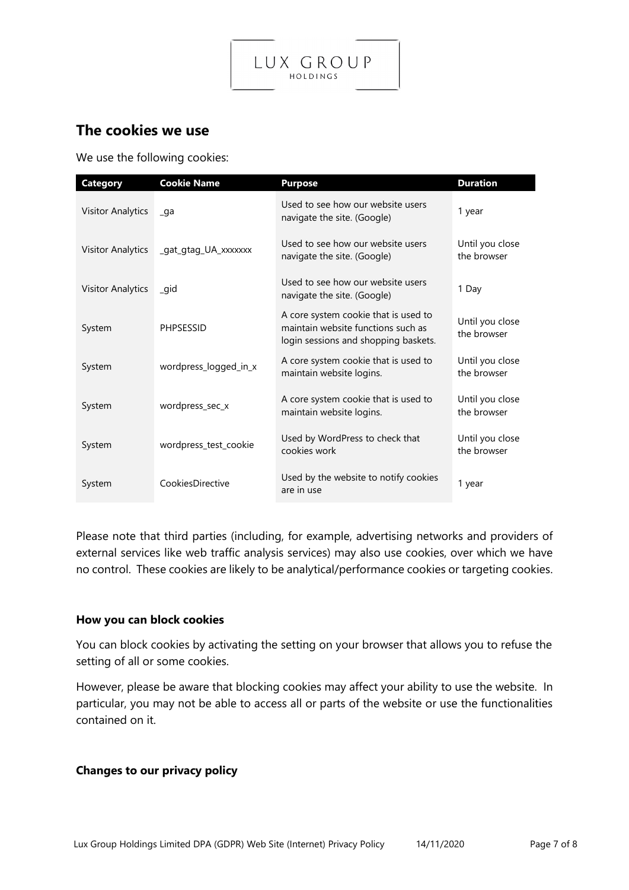## The cookies we use

We use the following cookies:

| Category | Cookie Name | Purpose | Duration |
| --- | --- | --- | --- |
| Visitor Analytics | _ga | Used to see how our website users navigate the site. (Google) | 1 year |
| Visitor Analytics | _gat_gtag_UA_xxxxxxx | Used to see how our website users navigate the site. (Google) | Until you close the browser |
| Visitor Analytics | _gid | Used to see how our website users navigate the site. (Google) | 1 Day |
| System | PHPSESSID | A core system cookie that is used to maintain website functions such as login sessions and shopping baskets. | Until you close the browser |
| System | wordpress_logged_in_x | A core system cookie that is used to maintain website logins. | Until you close the browser |
| System | wordpress_sec_x | A core system cookie that is used to maintain website logins. | Until you close the browser |
| System | wordpress_test_cookie | Used by WordPress to check that cookies work | Until you close the browser |
| System | CookiesDirective | Used by the website to notify cookies are in use | 1 year |

Please note that third parties (including, for example, advertising networks and providers of external services like web traffic analysis services) may also use cookies, over which we have no control. These cookies are likely to be analytical/performance cookies or targeting cookies.

### How you can block cookies

You can block cookies by activating the setting on your browser that allows you to refuse the setting of all or some cookies.

However, please be aware that blocking cookies may affect your ability to use the website. In particular, you may not be able to access all or parts of the website or use the functionalities contained on it.

### Changes to our privacy policy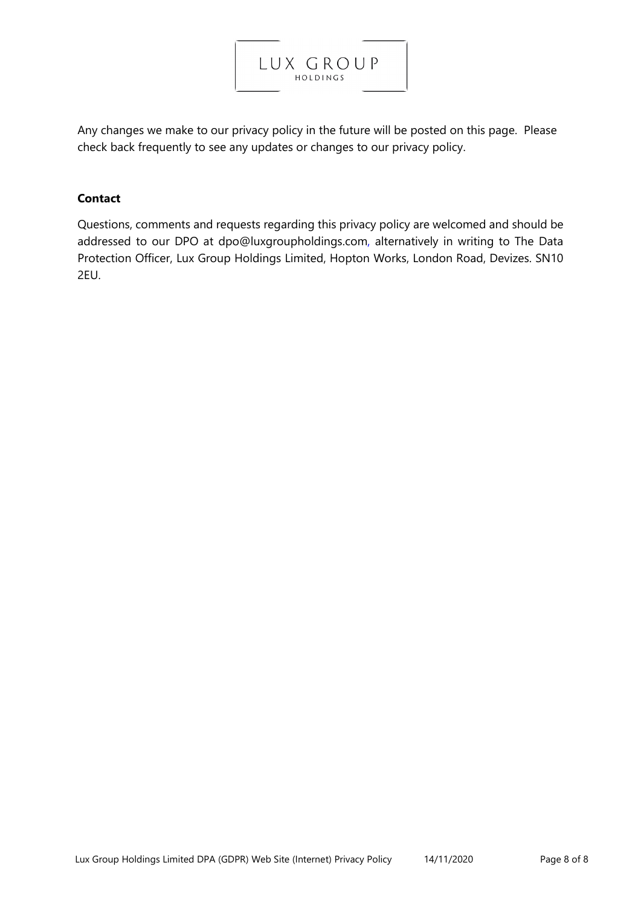Any changes we make to our privacy policy in the future will be posted on this page. Please check back frequently to see any updates or changes to our privacy policy.

**Contact**

Questions, comments and requests regarding this privacy policy are welcomed and should be addressed to our DPO at dpo@luxgroupholdings.com, alternatively in writing to The Data Protection Officer, Lux Group Holdings Limited, Hopton Works, London Road, Devizes. SN10 2EU.